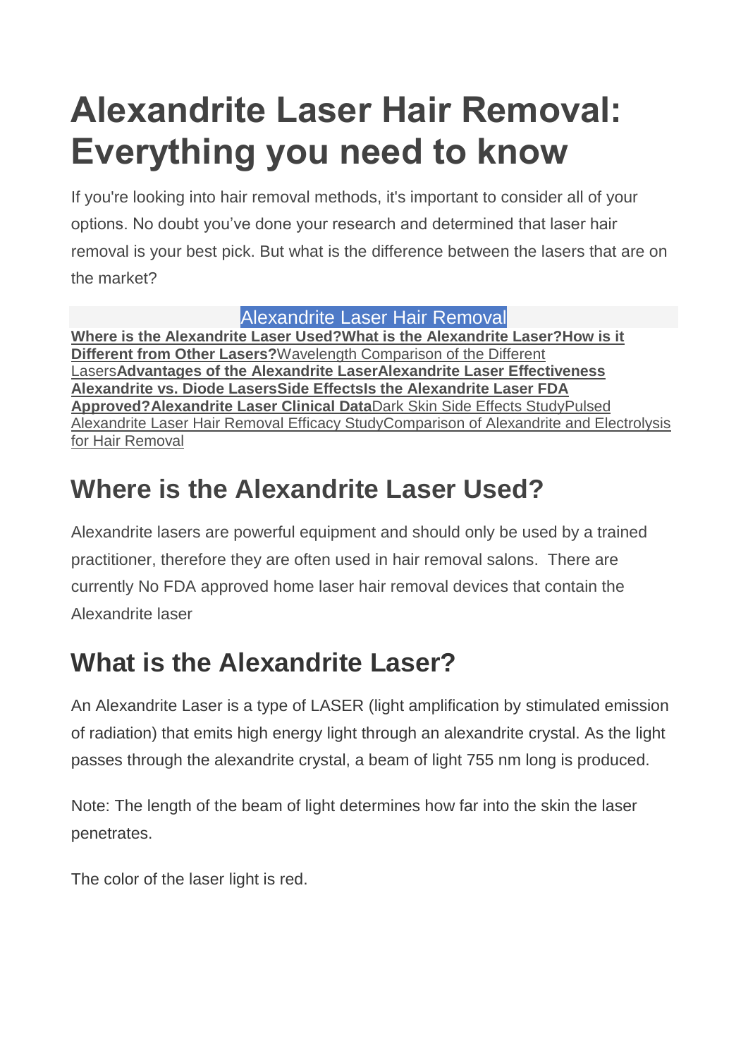# Alexandrite Laser Hair Removal: Everything you need to know

If you're looking into hair removal methods, it's important to consider all of your options. No doubt you've done your research and determined that laser hair removal is your best pick. But what is the difference between the lasers that are on the market?

Alexandrite Laser Hair Removal

**Where is the Alexandrite Laser Used?What is the Alexandrite Laser?How is it Different from Other Lasers?**Wavelength Comparison of the Different Lasers**Advantages of the Alexandrite LaserAlexandrite Laser Effectiveness Alexandrite vs. Diode LasersSide EffectsIs the Alexandrite Laser FDA Approved?Alexandrite Laser Clinical Data**Dark Skin Side Effects StudyPulsed Alexandrite Laser Hair Removal Efficacy StudyComparison of Alexandrite and Electrolysis for Hair Removal

## Where is the Alexandrite Laser Used?

Alexandrite lasers are powerful equipment and should only be used by a trained practitioner, therefore they are often used in hair removal salons. There are currently No FDA approved home laser hair removal devices that contain the Alexandrite laser

## What is the Alexandrite Laser?

An Alexandrite Laser is a type of LASER (light amplification by stimulated emission of radiation) that emits high energy light through an alexandrite crystal. As the light passes through the alexandrite crystal, a beam of light 755 nm long is produced.

Note: The length of the beam of light determines how far into the skin the laser penetrates.

The color of the laser light is red.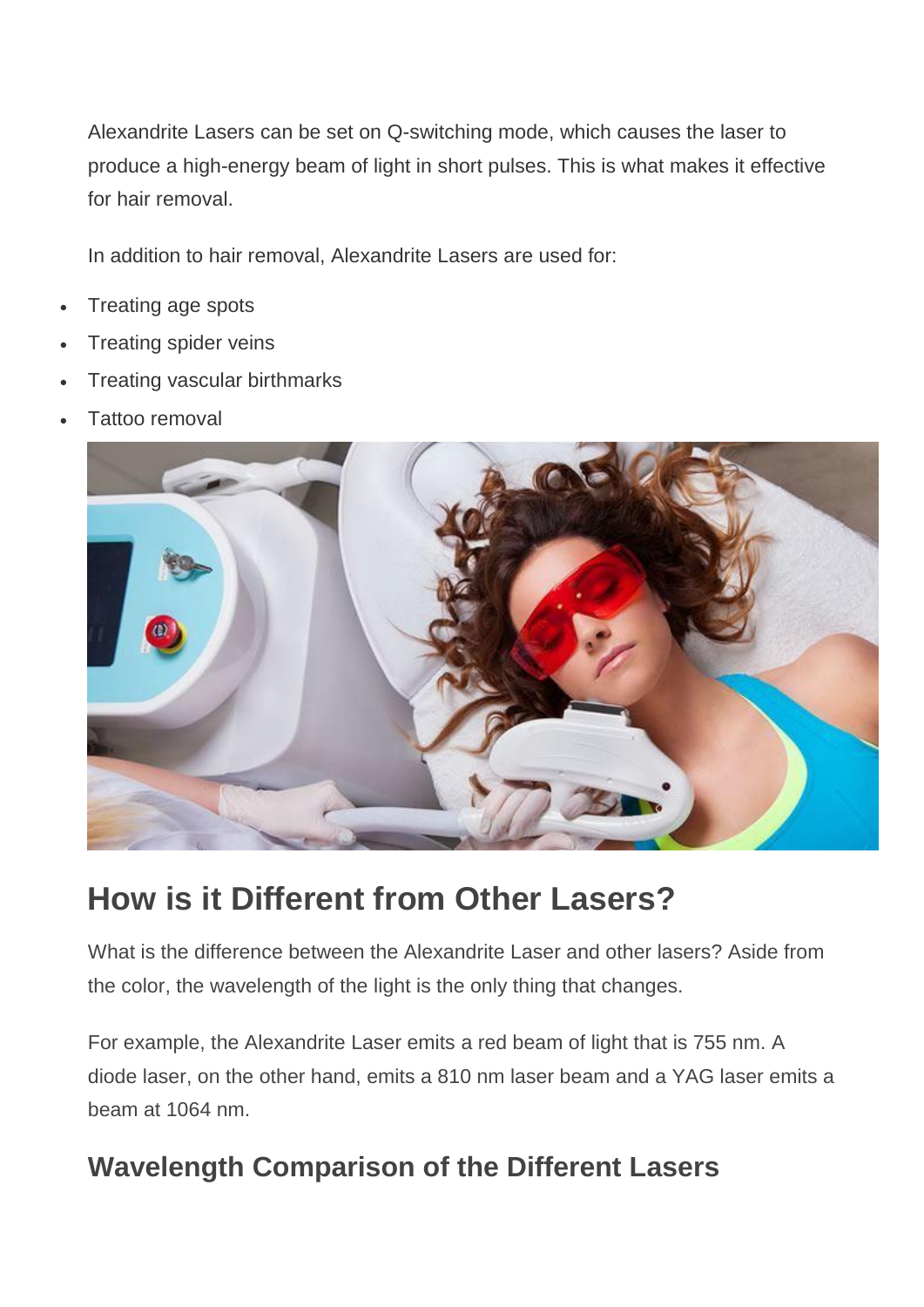Alexandrite Lasers can be set on Q-switching mode, which causes the laser to produce a high-energy beam of light in short pulses. This is what makes it effective for hair removal.

In addition to hair removal, Alexandrite Lasers are used for:

- Treating age spots
- Treating spider veins
- Treating vascular birthmarks
- Tattoo removal

## How is it Different from Other Lasers?

What is the difference between the Alexandrite Laser and other lasers? Aside from the color, the wavelength of the light is the only thing that changes.

For example, the Alexandrite Laser emits a red beam of light that is 755 nm. A diode laser, on the other hand, emits a 810 nm laser beam and a YAG laser emits a beam at 1064 nm.

### Wavelength Comparison of the Different Lasers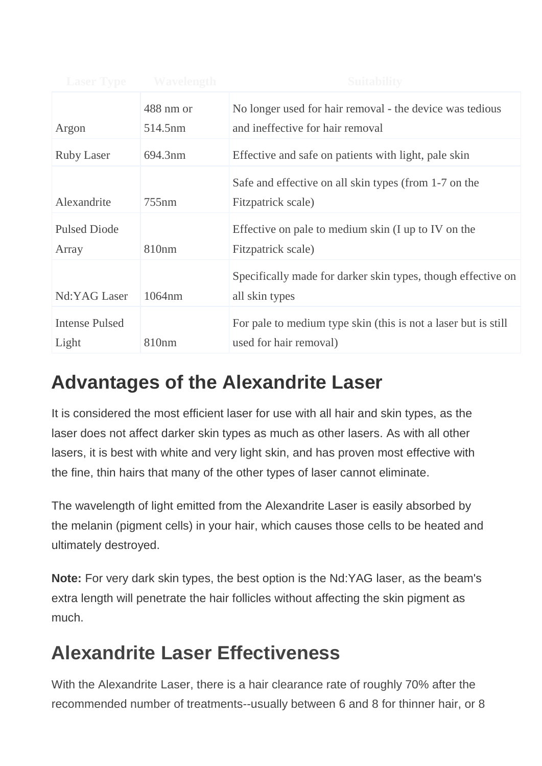| Laser Type | Wavelength | Suitability |
| --- | --- | --- |
| Argon | 488 nm or 514.5nm | No longer used for hair removal - the device was tedious and ineffective for hair removal |
| Ruby Laser | 694.3nm | Effective and safe on patients with light, pale skin |
| Alexandrite | 755nm | Safe and effective on all skin types (from 1-7 on the Fitzpatrick scale) |
| Pulsed Diode Array | 810nm | Effective on pale to medium skin (I up to IV on the Fitzpatrick scale) |
| Nd:YAG Laser | 1064nm | Specifically made for darker skin types, though effective on all skin types |
| Intense Pulsed Light | 810nm | For pale to medium type skin (this is not a laser but is still used for hair removal) |

## Advantages of the Alexandrite Laser

It is considered the most efficient laser for use with all hair and skin types, as the laser does not affect darker skin types as much as other lasers. As with all other lasers, it is best with white and very light skin, and has proven most effective with the fine, thin hairs that many of the other types of laser cannot eliminate.

The wavelength of light emitted from the Alexandrite Laser is easily absorbed by the melanin (pigment cells) in your hair, which causes those cells to be heated and ultimately destroyed.

**Note:** For very dark skin types, the best option is the Nd:YAG laser, as the beam's extra length will penetrate the hair follicles without affecting the skin pigment as much.

## Alexandrite Laser Effectiveness

With the Alexandrite Laser, there is a hair clearance rate of roughly 70% after the recommended number of treatments--usually between 6 and 8 for thinner hair, or 8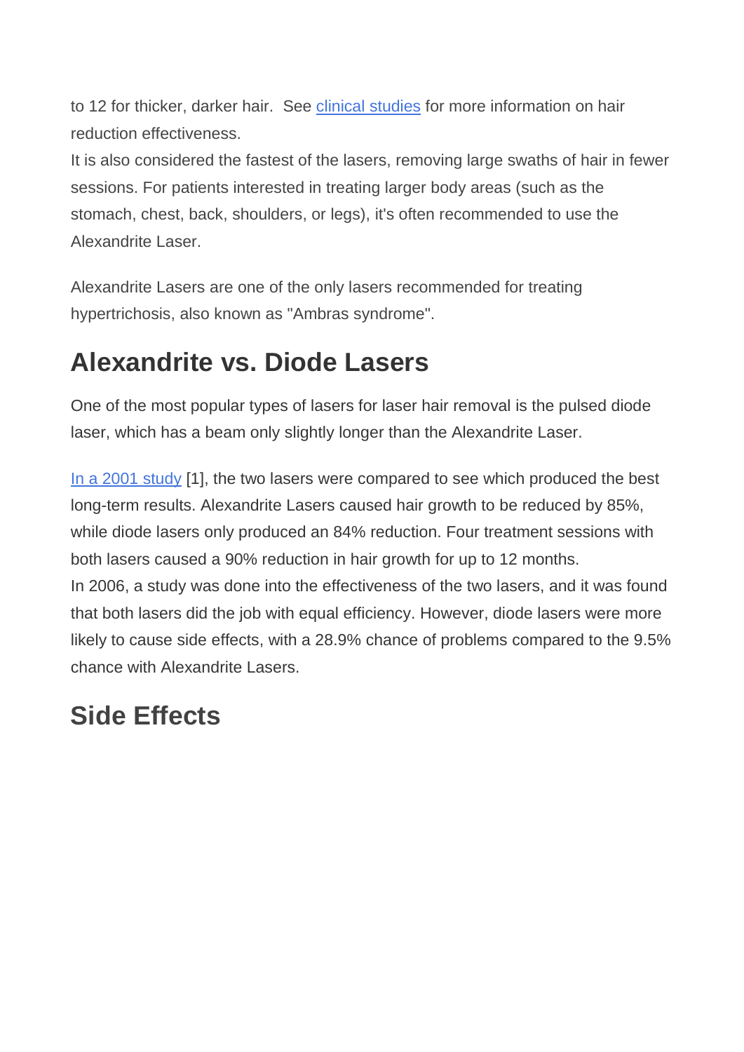to 12 for thicker, darker hair. See [clinical studies] for more information on hair reduction effectiveness.

It is also considered the fastest of the lasers, removing large swaths of hair in fewer sessions. For patients interested in treating larger body areas (such as the stomach, chest, back, shoulders, or legs), it's often recommended to use the Alexandrite Laser.

Alexandrite Lasers are one of the only lasers recommended for treating hypertrichosis, also known as "Ambras syndrome".

## Alexandrite vs. Diode Lasers

One of the most popular types of lasers for laser hair removal is the pulsed diode laser, which has a beam only slightly longer than the Alexandrite Laser.

In a 2001 study [1], the two lasers were compared to see which produced the best long-term results. Alexandrite Lasers caused hair growth to be reduced by 85%, while diode lasers only produced an 84% reduction. Four treatment sessions with both lasers caused a 90% reduction in hair growth for up to 12 months.

In 2006, a study was done into the effectiveness of the two lasers, and it was found that both lasers did the job with equal efficiency. However, diode lasers were more likely to cause side effects, with a 28.9% chance of problems compared to the 9.5% chance with Alexandrite Lasers.

## Side Effects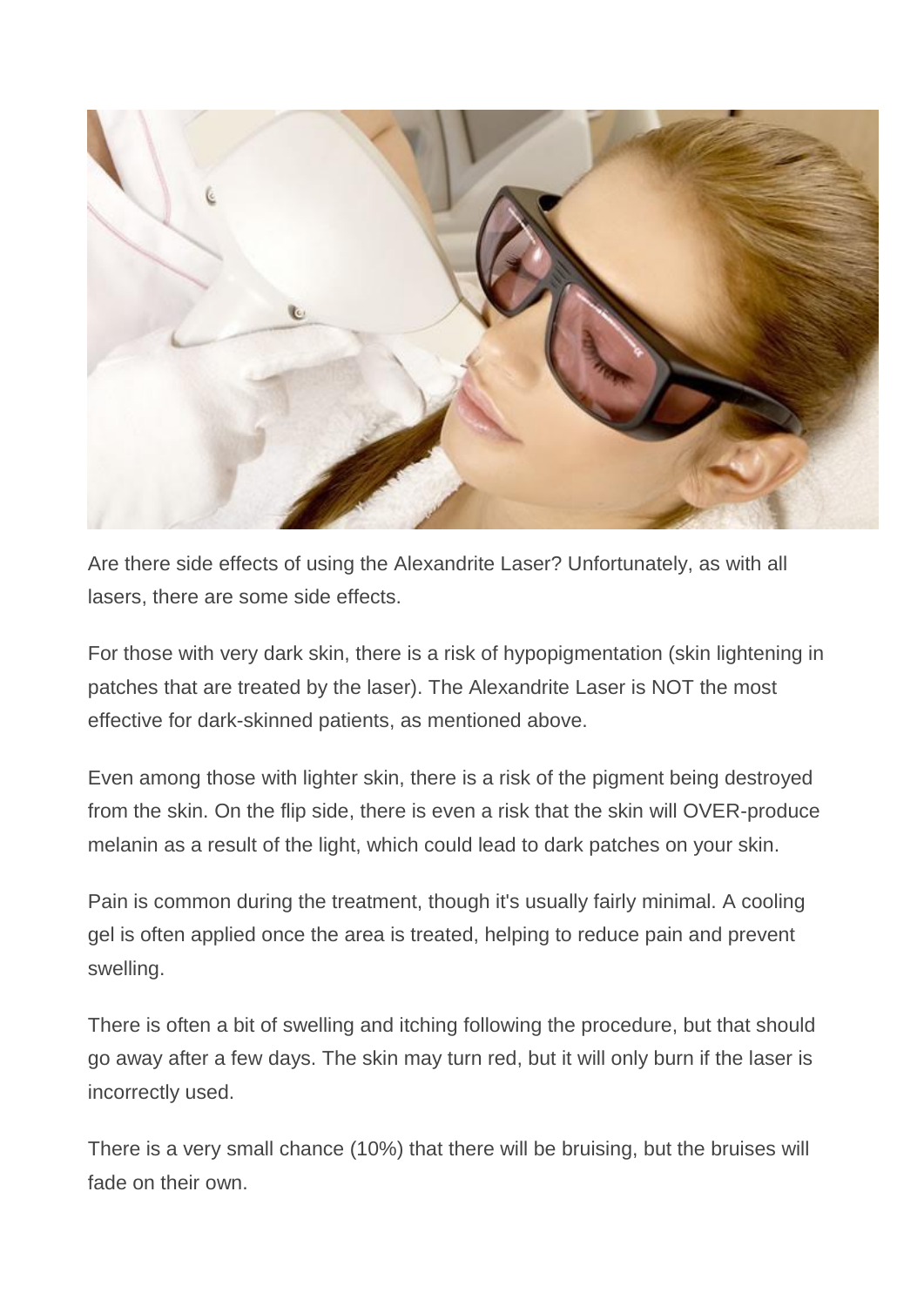Are there side effects of using the Alexandrite Laser? Unfortunately, as with all lasers, there are some side effects.

For those with very dark skin, there is a risk of hypopigmentation (skin lightening in patches that are treated by the laser). The Alexandrite Laser is NOT the most effective for dark-skinned patients, as mentioned above.

Even among those with lighter skin, there is a risk of the pigment being destroyed from the skin. On the flip side, there is even a risk that the skin will OVER-produce melanin as a result of the light, which could lead to dark patches on your skin.

Pain is common during the treatment, though it's usually fairly minimal. A cooling gel is often applied once the area is treated, helping to reduce pain and prevent swelling.

There is often a bit of swelling and itching following the procedure, but that should go away after a few days. The skin may turn red, but it will only burn if the laser is incorrectly used.

There is a very small chance (10%) that there will be bruising, but the bruises will fade on their own.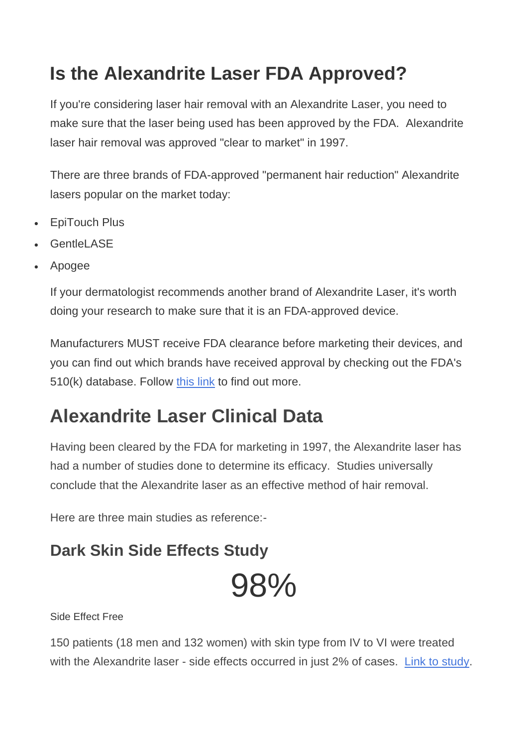# Is the Alexandrite Laser FDA Approved?

If you're considering laser hair removal with an Alexandrite Laser, you need to make sure that the laser being used has been approved by the FDA. Alexandrite laser hair removal was approved "clear to market" in 1997.

There are three brands of FDA-approved "permanent hair reduction" Alexandrite lasers popular on the market today:

- EpiTouch Plus
- GentleLASE
- Apogee

If your dermatologist recommends another brand of Alexandrite Laser, it's worth doing your research to make sure that it is an FDA-approved device.

Manufacturers MUST receive FDA clearance before marketing their devices, and you can find out which brands have received approval by checking out the FDA's 510(k) database. Follow [this link] to find out more.

# Alexandrite Laser Clinical Data

Having been cleared by the FDA for marketing in 1997, the Alexandrite laser has had a number of studies done to determine its efficacy. Studies universally conclude that the Alexandrite laser as an effective method of hair removal.

Here are three main studies as reference:-

## Dark Skin Side Effects Study

98%

Side Effect Free

150 patients (18 men and 132 women) with skin type from IV to VI were treated with the Alexandrite laser - side effects occurred in just 2% of cases. [Link to study].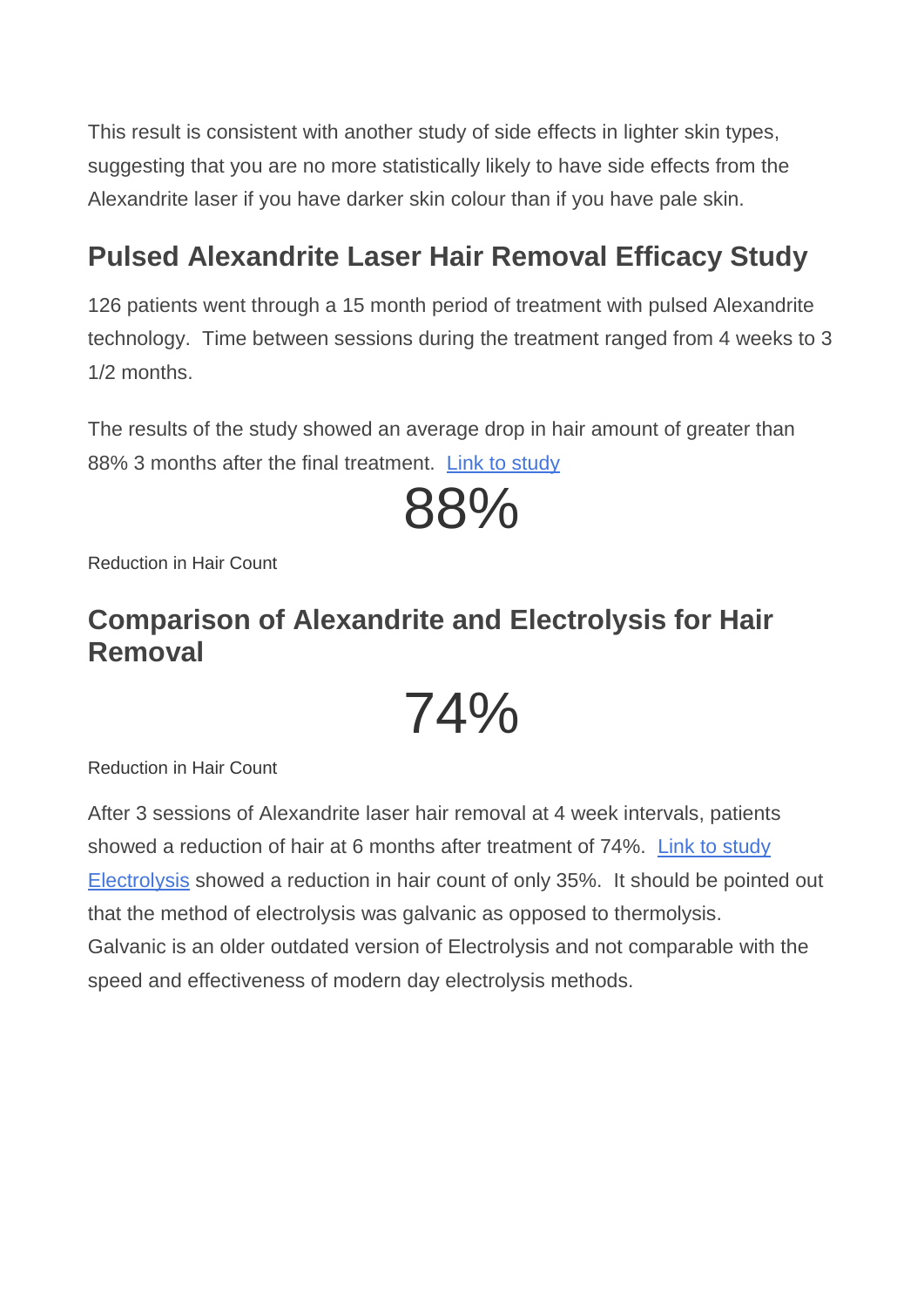This result is consistent with another study of side effects in lighter skin types, suggesting that you are no more statistically likely to have side effects from the Alexandrite laser if you have darker skin colour than if you have pale skin.

## Pulsed Alexandrite Laser Hair Removal Efficacy Study

126 patients went through a 15 month period of treatment with pulsed Alexandrite technology. Time between sessions during the treatment ranged from 4 weeks to 3 1/2 months.

The results of the study showed an average drop in hair amount of greater than 88% 3 months after the final treatment. Link to study

88%

Reduction in Hair Count

## Comparison of Alexandrite and Electrolysis for Hair Removal

74%

Reduction in Hair Count

After 3 sessions of Alexandrite laser hair removal at 4 week intervals, patients showed a reduction of hair at 6 months after treatment of 74%. Link to study Electrolysis showed a reduction in hair count of only 35%. It should be pointed out that the method of electrolysis was galvanic as opposed to thermolysis. Galvanic is an older outdated version of Electrolysis and not comparable with the speed and effectiveness of modern day electrolysis methods.